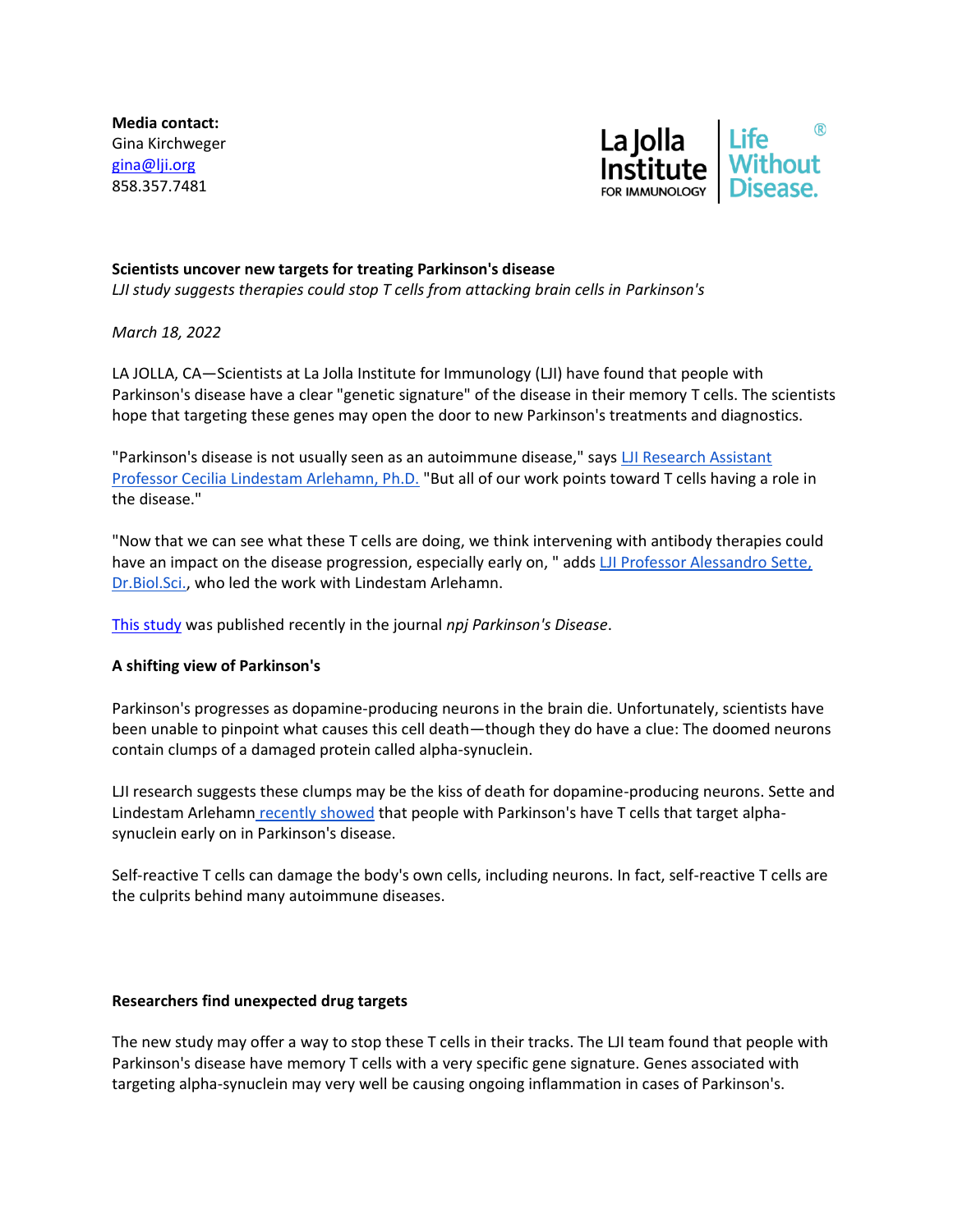**Media contact:**
Gina Kirchweger
gina@lji.org
858.357.7481

La Jolla Institute FOR IMMUNOLOGY | Life Without Disease.®

**Scientists uncover new targets for treating Parkinson's disease**
*LJI study suggests therapies could stop T cells from attacking brain cells in Parkinson's*

*March 18, 2022*

LA JOLLA, CA—Scientists at La Jolla Institute for Immunology (LJI) have found that people with Parkinson's disease have a clear "genetic signature" of the disease in their memory T cells. The scientists hope that targeting these genes may open the door to new Parkinson's treatments and diagnostics.

"Parkinson's disease is not usually seen as an autoimmune disease," says LJI Research Assistant Professor Cecilia Lindestam Arlehamn, Ph.D. "But all of our work points toward T cells having a role in the disease."

"Now that we can see what these T cells are doing, we think intervening with antibody therapies could have an impact on the disease progression, especially early on, " adds LJI Professor Alessandro Sette, Dr.Biol.Sci., who led the work with Lindestam Arlehamn.

This study was published recently in the journal *npj Parkinson's Disease*.

**A shifting view of Parkinson's**

Parkinson's progresses as dopamine-producing neurons in the brain die. Unfortunately, scientists have been unable to pinpoint what causes this cell death—though they do have a clue: The doomed neurons contain clumps of a damaged protein called alpha-synuclein.

LJI research suggests these clumps may be the kiss of death for dopamine-producing neurons. Sette and Lindestam Arlehamn recently showed that people with Parkinson's have T cells that target alpha-synuclein early on in Parkinson's disease.

Self-reactive T cells can damage the body's own cells, including neurons. In fact, self-reactive T cells are the culprits behind many autoimmune diseases.

**Researchers find unexpected drug targets**

The new study may offer a way to stop these T cells in their tracks. The LJI team found that people with Parkinson's disease have memory T cells with a very specific gene signature. Genes associated with targeting alpha-synuclein may very well be causing ongoing inflammation in cases of Parkinson's.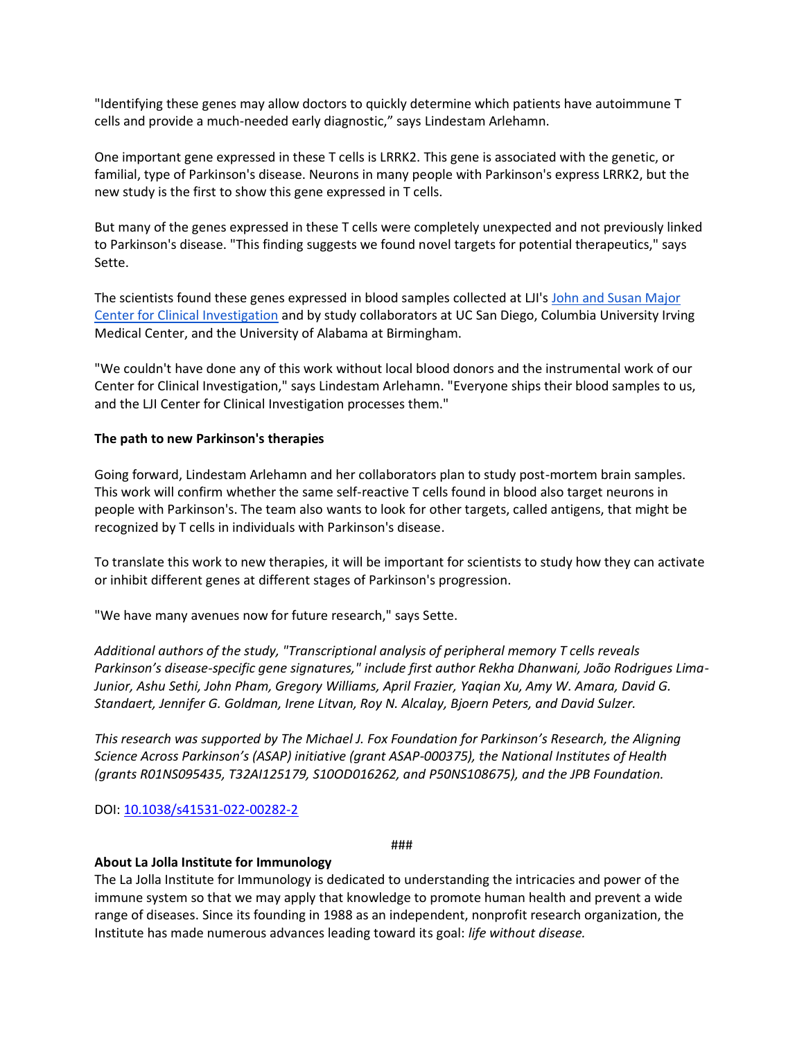"Identifying these genes may allow doctors to quickly determine which patients have autoimmune T cells and provide a much-needed early diagnostic," says Lindestam Arlehamn.

One important gene expressed in these T cells is LRRK2. This gene is associated with the genetic, or familial, type of Parkinson's disease. Neurons in many people with Parkinson's express LRRK2, but the new study is the first to show this gene expressed in T cells.

But many of the genes expressed in these T cells were completely unexpected and not previously linked to Parkinson's disease. "This finding suggests we found novel targets for potential therapeutics," says Sette.

The scientists found these genes expressed in blood samples collected at LJI's John and Susan Major Center for Clinical Investigation and by study collaborators at UC San Diego, Columbia University Irving Medical Center, and the University of Alabama at Birmingham.

"We couldn't have done any of this work without local blood donors and the instrumental work of our Center for Clinical Investigation," says Lindestam Arlehamn. "Everyone ships their blood samples to us, and the LJI Center for Clinical Investigation processes them."

**The path to new Parkinson's therapies**

Going forward, Lindestam Arlehamn and her collaborators plan to study post-mortem brain samples. This work will confirm whether the same self-reactive T cells found in blood also target neurons in people with Parkinson's. The team also wants to look for other targets, called antigens, that might be recognized by T cells in individuals with Parkinson's disease.

To translate this work to new therapies, it will be important for scientists to study how they can activate or inhibit different genes at different stages of Parkinson's progression.

"We have many avenues now for future research," says Sette.

*Additional authors of the study, "Transcriptional analysis of peripheral memory T cells reveals Parkinson's disease-specific gene signatures," include first author Rekha Dhanwani, João Rodrigues Lima-Junior, Ashu Sethi, John Pham, Gregory Williams, April Frazier, Yaqian Xu, Amy W. Amara, David G. Standaert, Jennifer G. Goldman, Irene Litvan, Roy N. Alcalay, Bjoern Peters, and David Sulzer.*

*This research was supported by The Michael J. Fox Foundation for Parkinson's Research, the Aligning Science Across Parkinson's (ASAP) initiative (grant ASAP-000375), the National Institutes of Health (grants R01NS095435, T32AI125179, S10OD016262, and P50NS108675), and the JPB Foundation.*

DOI: 10.1038/s41531-022-00282-2

###

**About La Jolla Institute for Immunology**

The La Jolla Institute for Immunology is dedicated to understanding the intricacies and power of the immune system so that we may apply that knowledge to promote human health and prevent a wide range of diseases. Since its founding in 1988 as an independent, nonprofit research organization, the Institute has made numerous advances leading toward its goal: *life without disease.*